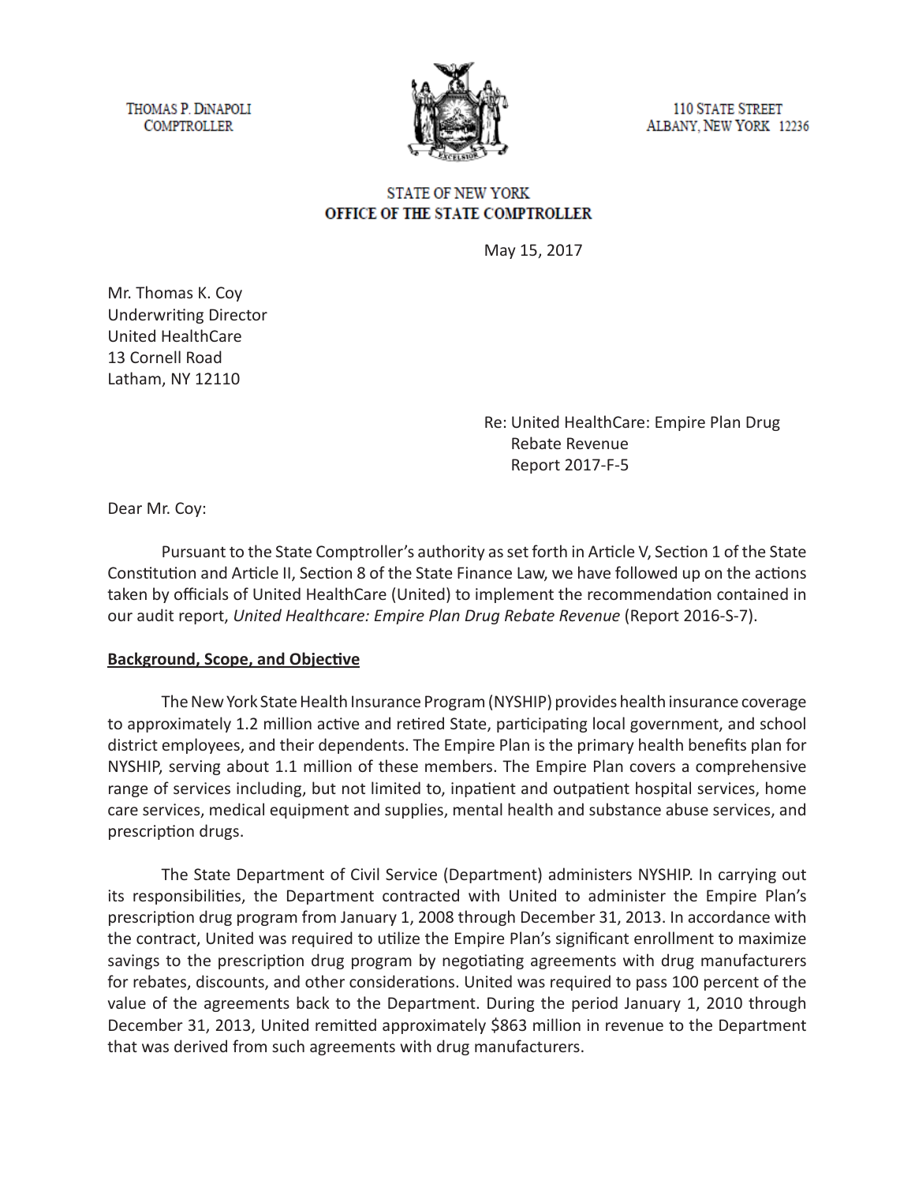THOMAS P. DiNAPOLI
COMPTROLLER

110 STATE STREET
ALBANY, NEW YORK 12236

STATE OF NEW YORK
**OFFICE OF THE STATE COMPTROLLER**

May 15, 2017

Mr. Thomas K. Coy
Underwriting Director
United HealthCare
13 Cornell Road
Latham, NY 12110

Re: United HealthCare: Empire Plan Drug Rebate Revenue
Report 2017-F-5

Dear Mr. Coy:

Pursuant to the State Comptroller's authority as set forth in Article V, Section 1 of the State Constitution and Article II, Section 8 of the State Finance Law, we have followed up on the actions taken by officials of United HealthCare (United) to implement the recommendation contained in our audit report, *United Healthcare: Empire Plan Drug Rebate Revenue* (Report 2016-S-7).

**Background, Scope, and Objective**

The New York State Health Insurance Program (NYSHIP) provides health insurance coverage to approximately 1.2 million active and retired State, participating local government, and school district employees, and their dependents. The Empire Plan is the primary health benefits plan for NYSHIP, serving about 1.1 million of these members. The Empire Plan covers a comprehensive range of services including, but not limited to, inpatient and outpatient hospital services, home care services, medical equipment and supplies, mental health and substance abuse services, and prescription drugs.

The State Department of Civil Service (Department) administers NYSHIP. In carrying out its responsibilities, the Department contracted with United to administer the Empire Plan's prescription drug program from January 1, 2008 through December 31, 2013. In accordance with the contract, United was required to utilize the Empire Plan's significant enrollment to maximize savings to the prescription drug program by negotiating agreements with drug manufacturers for rebates, discounts, and other considerations. United was required to pass 100 percent of the value of the agreements back to the Department. During the period January 1, 2010 through December 31, 2013, United remitted approximately $863 million in revenue to the Department that was derived from such agreements with drug manufacturers.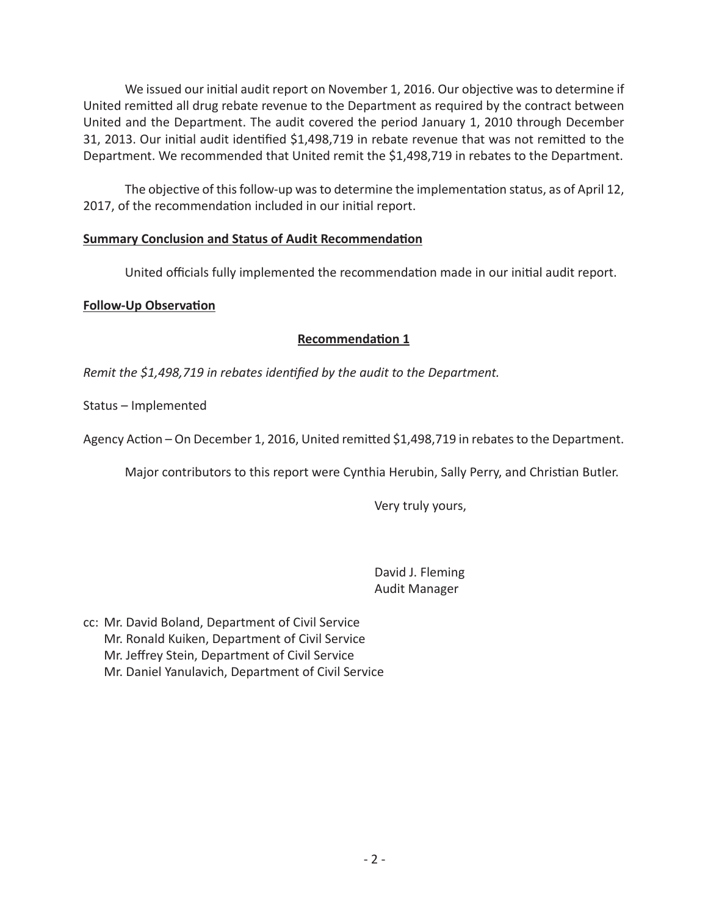We issued our initial audit report on November 1, 2016. Our objective was to determine if United remitted all drug rebate revenue to the Department as required by the contract between United and the Department. The audit covered the period January 1, 2010 through December 31, 2013. Our initial audit identified $1,498,719 in rebate revenue that was not remitted to the Department. We recommended that United remit the $1,498,719 in rebates to the Department.

The objective of this follow-up was to determine the implementation status, as of April 12, 2017, of the recommendation included in our initial report.

**Summary Conclusion and Status of Audit Recommendation**

United officials fully implemented the recommendation made in our initial audit report.

**Follow-Up Observation**

**Recommendation 1**

*Remit the $1,498,719 in rebates identified by the audit to the Department.*

Status – Implemented

Agency Action – On December 1, 2016, United remitted $1,498,719 in rebates to the Department.

Major contributors to this report were Cynthia Herubin, Sally Perry, and Christian Butler.

Very truly yours,

David J. Fleming
Audit Manager

cc: Mr. David Boland, Department of Civil Service
Mr. Ronald Kuiken, Department of Civil Service
Mr. Jeffrey Stein, Department of Civil Service
Mr. Daniel Yanulavich, Department of Civil Service